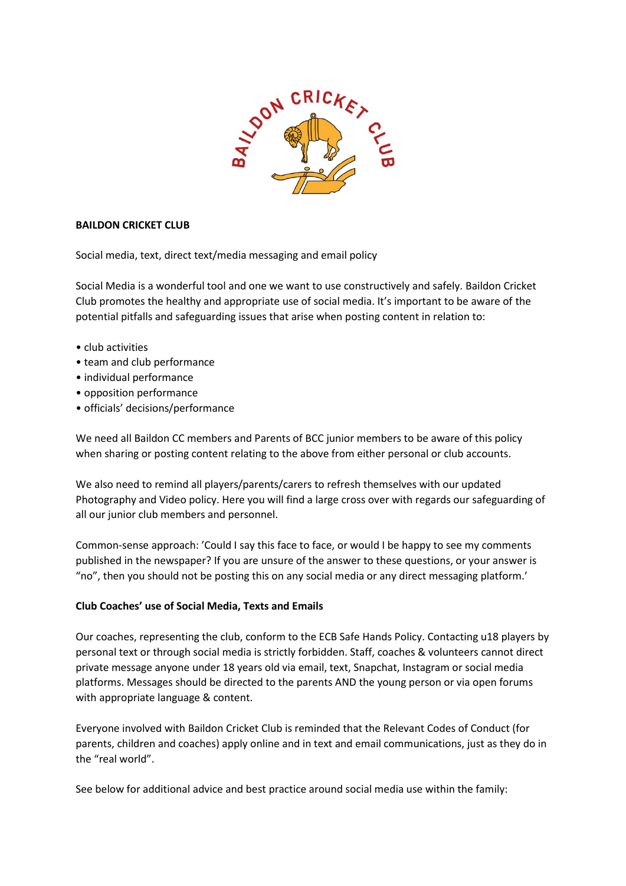**BAILDON CRICKET CLUB**

Social media, text, direct text/media messaging and email policy

Social Media is a wonderful tool and one we want to use constructively and safely. Baildon Cricket Club promotes the healthy and appropriate use of social media. It's important to be aware of the potential pitfalls and safeguarding issues that arise when posting content in relation to:

- club activities
- team and club performance
- individual performance
- opposition performance
- officials' decisions/performance

We need all Baildon CC members and Parents of BCC junior members to be aware of this policy when sharing or posting content relating to the above from either personal or club accounts.

We also need to remind all players/parents/carers to refresh themselves with our updated Photography and Video policy. Here you will find a large cross over with regards our safeguarding of all our junior club members and personnel.

Common-sense approach: 'Could I say this face to face, or would I be happy to see my comments published in the newspaper? If you are unsure of the answer to these questions, or your answer is "no", then you should not be posting this on any social media or any direct messaging platform.'

**Club Coaches' use of Social Media, Texts and Emails**

Our coaches, representing the club, conform to the ECB Safe Hands Policy. Contacting u18 players by personal text or through social media is strictly forbidden. Staff, coaches & volunteers cannot direct private message anyone under 18 years old via email, text, Snapchat, Instagram or social media platforms. Messages should be directed to the parents AND the young person or via open forums with appropriate language & content.

Everyone involved with Baildon Cricket Club is reminded that the Relevant Codes of Conduct (for parents, children and coaches) apply online and in text and email communications, just as they do in the "real world".

See below for additional advice and best practice around social media use within the family: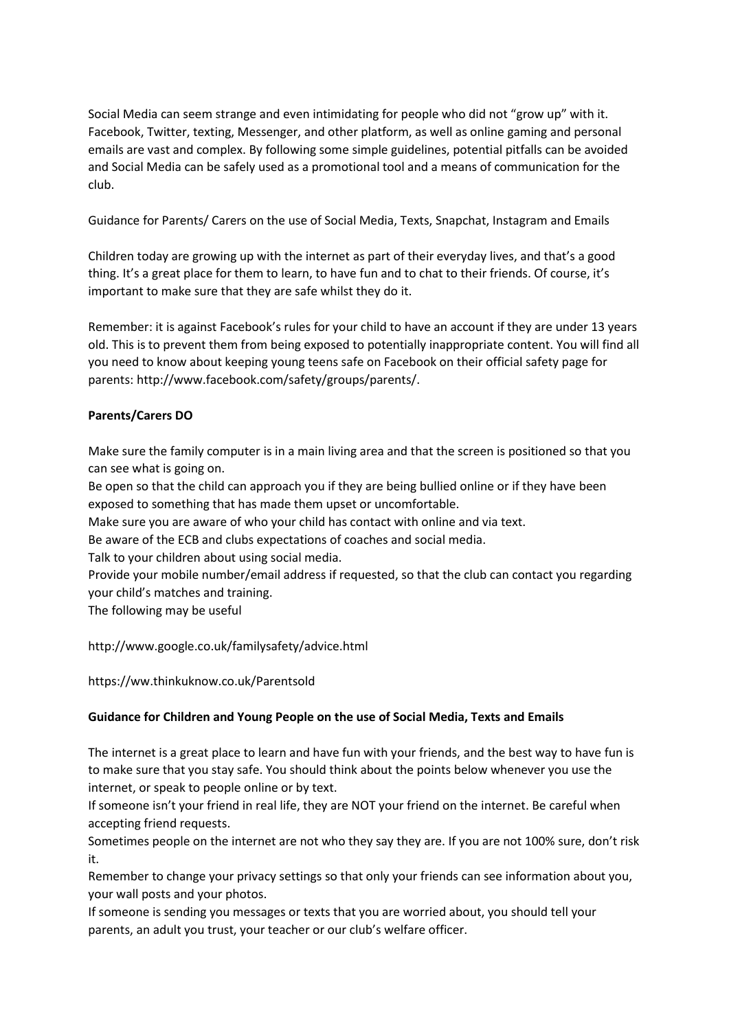Social Media can seem strange and even intimidating for people who did not "grow up" with it. Facebook, Twitter, texting, Messenger, and other platform, as well as online gaming and personal emails are vast and complex. By following some simple guidelines, potential pitfalls can be avoided and Social Media can be safely used as a promotional tool and a means of communication for the club.

Guidance for Parents/ Carers on the use of Social Media, Texts, Snapchat, Instagram and Emails

Children today are growing up with the internet as part of their everyday lives, and that's a good thing. It's a great place for them to learn, to have fun and to chat to their friends. Of course, it's important to make sure that they are safe whilst they do it.

Remember: it is against Facebook's rules for your child to have an account if they are under 13 years old. This is to prevent them from being exposed to potentially inappropriate content. You will find all you need to know about keeping young teens safe on Facebook on their official safety page for parents: http://www.facebook.com/safety/groups/parents/.

**Parents/Carers DO**

Make sure the family computer is in a main living area and that the screen is positioned so that you can see what is going on.
Be open so that the child can approach you if they are being bullied online or if they have been exposed to something that has made them upset or uncomfortable.
Make sure you are aware of who your child has contact with online and via text.
Be aware of the ECB and clubs expectations of coaches and social media.
Talk to your children about using social media.
Provide your mobile number/email address if requested, so that the club can contact you regarding your child's matches and training.
The following may be useful

http://www.google.co.uk/familysafety/advice.html

https://ww.thinkuknow.co.uk/Parentsold

**Guidance for Children and Young People on the use of Social Media, Texts and Emails**

The internet is a great place to learn and have fun with your friends, and the best way to have fun is to make sure that you stay safe. You should think about the points below whenever you use the internet, or speak to people online or by text.
If someone isn't your friend in real life, they are NOT your friend on the internet. Be careful when accepting friend requests.
Sometimes people on the internet are not who they say they are. If you are not 100% sure, don't risk it.
Remember to change your privacy settings so that only your friends can see information about you, your wall posts and your photos.
If someone is sending you messages or texts that you are worried about, you should tell your parents, an adult you trust, your teacher or our club's welfare officer.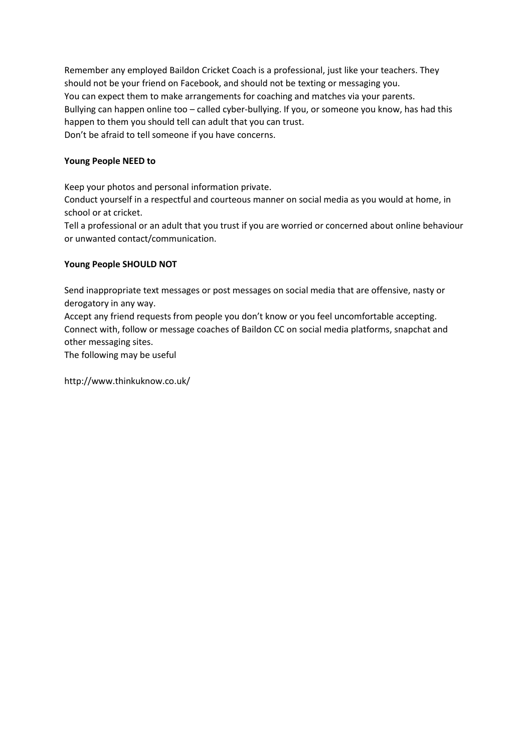Remember any employed Baildon Cricket Coach is a professional, just like your teachers. They should not be your friend on Facebook, and should not be texting or messaging you.

You can expect them to make arrangements for coaching and matches via your parents.

Bullying can happen online too – called cyber-bullying. If you, or someone you know, has had this happen to them you should tell can adult that you can trust.

Don't be afraid to tell someone if you have concerns.

**Young People NEED to**

Keep your photos and personal information private.

Conduct yourself in a respectful and courteous manner on social media as you would at home, in school or at cricket.

Tell a professional or an adult that you trust if you are worried or concerned about online behaviour or unwanted contact/communication.

**Young People SHOULD NOT**

Send inappropriate text messages or post messages on social media that are offensive, nasty or derogatory in any way.

Accept any friend requests from people you don't know or you feel uncomfortable accepting.

Connect with, follow or message coaches of Baildon CC on social media platforms, snapchat and other messaging sites.

The following may be useful

http://www.thinkuknow.co.uk/